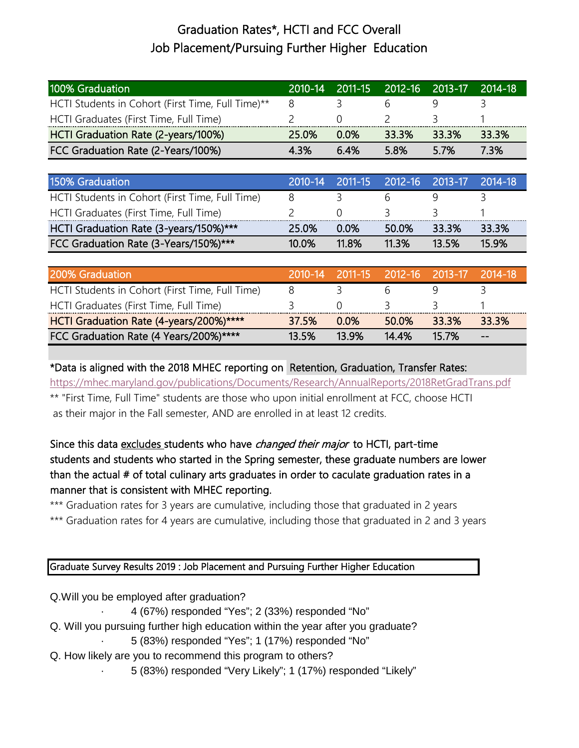# Graduation Rates*, HCTI and FCC Overall
## Job Placement/Pursuing Further Higher Education

| 100% Graduation | 2010-14 | 2011-15 | 2012-16 | 2013-17 | 2014-18 |
|---|---|---|---|---|---|
| HCTI Students in Cohort (First Time, Full Time)** | 8 | 3 | 6 | 9 | 3 |
| HCTI Graduates (First Time, Full Time) | 2 | 0 | 2 | 3 | 1 |
| **HCTI Graduation Rate (2-years/100%)** | **25.0%** | **0.0%** | **33.3%** | **33.3%** | **33.3%** |
| **FCC Graduation Rate (2-Years/100%)** | **4.3%** | **6.4%** | **5.8%** | **5.7%** | **7.3%** |

| 150% Graduation | 2010-14 | 2011-15 | 2012-16 | 2013-17 | 2014-18 |
|---|---|---|---|---|---|
| HCTI Students in Cohort (First Time, Full Time) | 8 | 3 | 6 | 9 | 3 |
| HCTI Graduates (First Time, Full Time) | 2 | 0 | 3 | 3 | 1 |
| **HCTI Graduation Rate (3-years/150%)*** ** | **25.0%** | **0.0%** | **50.0%** | **33.3%** | **33.3%** |
| **FCC Graduation Rate (3-Years/150%)*** ** | **10.0%** | **11.8%** | **11.3%** | **13.5%** | **15.9%** |

| 200% Graduation | 2010-14 | 2011-15 | 2012-16 | 2013-17 | 2014-18 |
|---|---|---|---|---|---|
| HCTI Students in Cohort (First Time, Full Time) | 8 | 3 | 6 | 9 | 3 |
| HCTI Graduates (First Time, Full Time) | 3 | 0 | 3 | 3 | 1 |
| **HCTI Graduation Rate (4-years/200%)**** ** | **37.5%** | **0.0%** | **50.0%** | **33.3%** | **33.3%** |
| **FCC Graduation Rate (4 Years/200%)**** ** | **13.5%** | **13.9%** | **14.4%** | **15.7%** | **--** |

*Data is aligned with the 2018 MHEC reporting on Retention, Graduation, Transfer Rates:
https://mhec.maryland.gov/publications/Documents/Research/AnnualReports/2018RetGradTrans.pdf

** "First Time, Full Time" students are those who upon initial enrollment at FCC, choose HCTI as their major in the Fall semester, AND are enrolled in at least 12 credits.

Since this data excludes students who have *changed their major* to HCTI, part-time students and students who started in the Spring semester, these graduate numbers are lower than the actual # of total culinary arts graduates in order to caculate graduation rates in a manner that is consistent with MHEC reporting.

*** Graduation rates for 3 years are cumulative, including those that graduated in 2 years

*** Graduation rates for 4 years are cumulative, including those that graduated in 2 and 3 years

**Graduate Survey Results 2019 : Job Placement and Pursuing Further Higher Education**

Q.Will you be employed after graduation?

- 4 (67%) responded "Yes"; 2 (33%) responded "No"

Q. Will you pursuing further high education within the year after you graduate?

- 5 (83%) responded "Yes"; 1 (17%) responded "No"

Q. How likely are you to recommend this program to others?

- 5 (83%) responded "Very Likely"; 1 (17%) responded "Likely"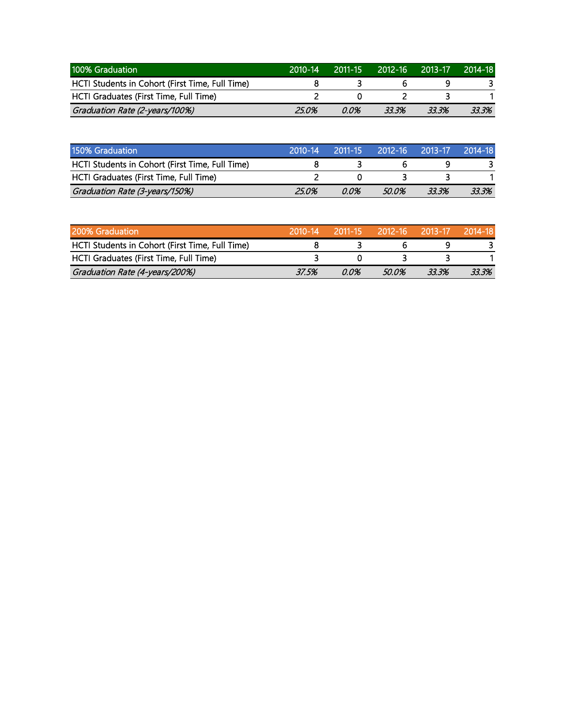| 100% Graduation | 2010-14 | 2011-15 | 2012-16 | 2013-17 | 2014-18 |
|---|---|---|---|---|---|
| HCTI Students in Cohort (First Time, Full Time) | 8 | 3 | 6 | 9 | 3 |
| HCTI Graduates (First Time, Full Time) | 2 | 0 | 2 | 3 | 1 |
| *Graduation Rate (2-years/100%)* | *25.0%* | *0.0%* | *33.3%* | *33.3%* | *33.3%* |

| 150% Graduation | 2010-14 | 2011-15 | 2012-16 | 2013-17 | 2014-18 |
|---|---|---|---|---|---|
| HCTI Students in Cohort (First Time, Full Time) | 8 | 3 | 6 | 9 | 3 |
| HCTI Graduates (First Time, Full Time) | 2 | 0 | 3 | 3 | 1 |
| *Graduation Rate (3-years/150%)* | *25.0%* | *0.0%* | *50.0%* | *33.3%* | *33.3%* |

| 200% Graduation | 2010-14 | 2011-15 | 2012-16 | 2013-17 | 2014-18 |
|---|---|---|---|---|---|
| HCTI Students in Cohort (First Time, Full Time) | 8 | 3 | 6 | 9 | 3 |
| HCTI Graduates (First Time, Full Time) | 3 | 0 | 3 | 3 | 1 |
| *Graduation Rate (4-years/200%)* | *37.5%* | *0.0%* | *50.0%* | *33.3%* | *33.3%* |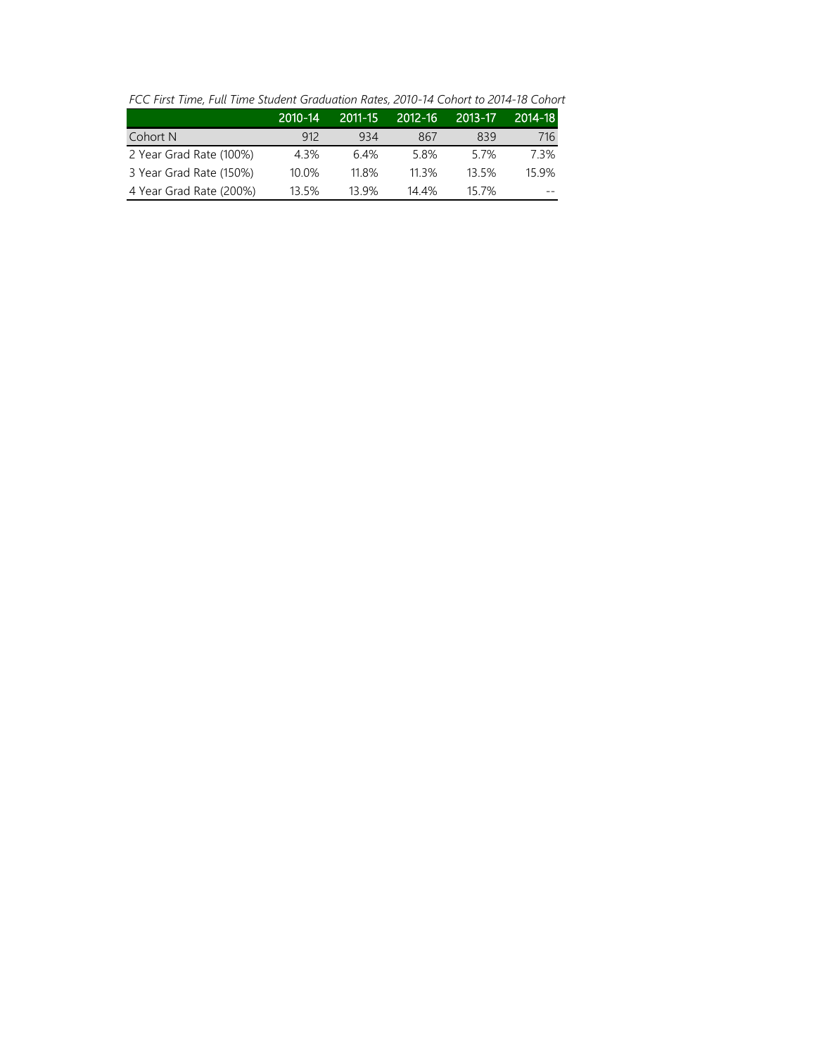*FCC First Time, Full Time Student Graduation Rates, 2010-14 Cohort to 2014-18 Cohort*

| | 2010-14 | 2011-15 | 2012-16 | 2013-17 | 2014-18 |
|---|---|---|---|---|---|
| Cohort N | 912 | 934 | 867 | 839 | 716 |
| 2 Year Grad Rate (100%) | 4.3% | 6.4% | 5.8% | 5.7% | 7.3% |
| 3 Year Grad Rate (150%) | 10.0% | 11.8% | 11.3% | 13.5% | 15.9% |
| 4 Year Grad Rate (200%) | 13.5% | 13.9% | 14.4% | 15.7% | -- |